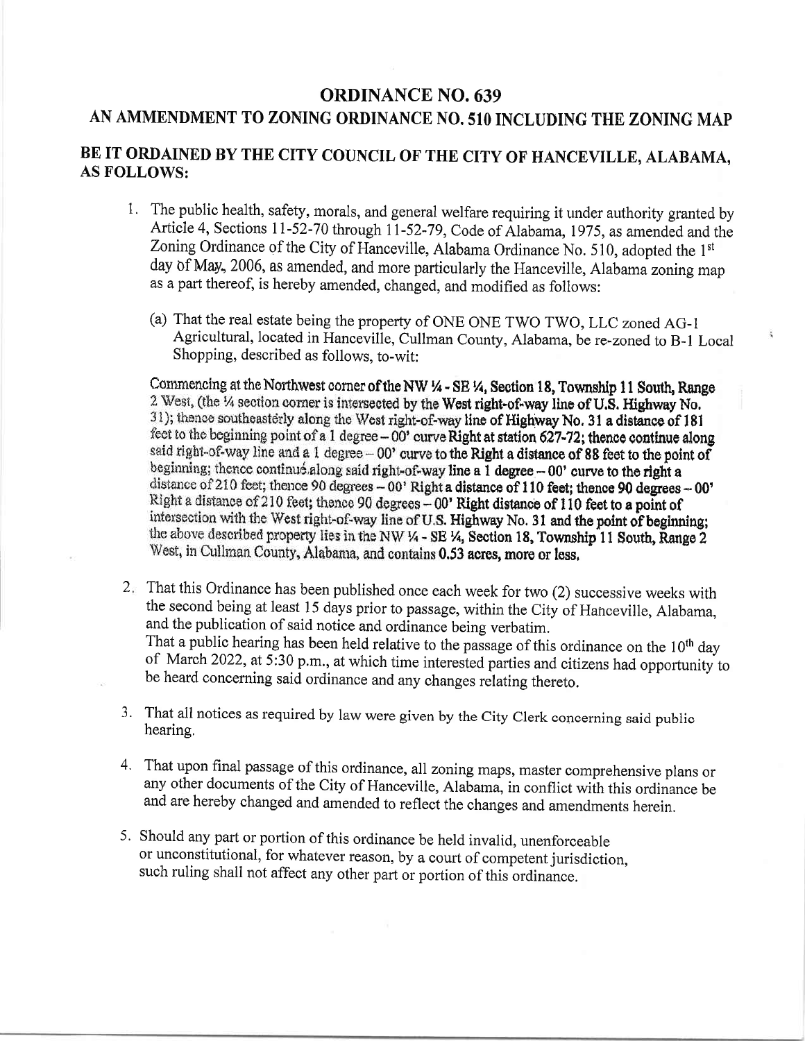# ORDINANCE NO. 639

## AN AMMENDMENT TO ZONING ORDINANCE NO. 510 INCLUDING THE ZONING MAP

## BE IT ORDAINED BY THE CITY COUNCIL OF THE CITY OF HANCEVILLE, ALABAMA, AS FOLLOWS:

1. The public health, safety, morals, and general welfare requiring it under authority granted by Article 4, Sections 11-52-70 through 11-52-79, Code of Alabama, 1975, as amended and the Zoning Ordinance of the City of Hanceville, Alabama Ordinance No. 510, adopted the 1st day of May, 2006, as amended, and more particularly the Hanceville, Alabama zoning map as a part thereof, is hereby amended, changed, and modified as follows:

   (a) That the real estate being the property of ONE ONE TWO TWO, LLC zoned AG-1 Agricultural, located in Hanceville, Cullman County, Alabama, be re-zoned to B-1 Local Shopping, described as follows, to-wit:

   Commencing at the Northwest corner of the NW ¼ - SE ¼, Section 18, Township 11 South, Range 2 West, (the ¼ section corner is intersected by the West right-of-way line of U.S. Highway No. 31); thence southeasterly along the West right-of-way line of Highway No. 31 a distance of 181 feet to the beginning point of a 1 degree – 00' curve Right at station 627-72; thence continue along said right-of-way line and a 1 degree – 00' curve to the Right a distance of 88 feet to the point of beginning; thence continue along said right-of-way line a 1 degree – 00' curve to the right a distance of 210 feet; thence 90 degrees – 00' Right a distance of 110 feet; thence 90 degrees – 00' Right a distance of 210 feet; thence 90 degrees – 00' Right distance of 110 feet to a point of intersection with the West right-of-way line of U.S. Highway No. 31 and the point of beginning; the above described property lies in the NW ¼ - SE ¼, Section 18, Township 11 South, Range 2 West, in Cullman County, Alabama, and contains 0.53 acres, more or less.

2. That this Ordinance has been published once each week for two (2) successive weeks with the second being at least 15 days prior to passage, within the City of Hanceville, Alabama, and the publication of said notice and ordinance being verbatim.
   That a public hearing has been held relative to the passage of this ordinance on the 10th day of March 2022, at 5:30 p.m., at which time interested parties and citizens had opportunity to be heard concerning said ordinance and any changes relating thereto.

3. That all notices as required by law were given by the City Clerk concerning said public hearing.

4. That upon final passage of this ordinance, all zoning maps, master comprehensive plans or any other documents of the City of Hanceville, Alabama, in conflict with this ordinance be and are hereby changed and amended to reflect the changes and amendments herein.

5. Should any part or portion of this ordinance be held invalid, unenforceable or unconstitutional, for whatever reason, by a court of competent jurisdiction, such ruling shall not affect any other part or portion of this ordinance.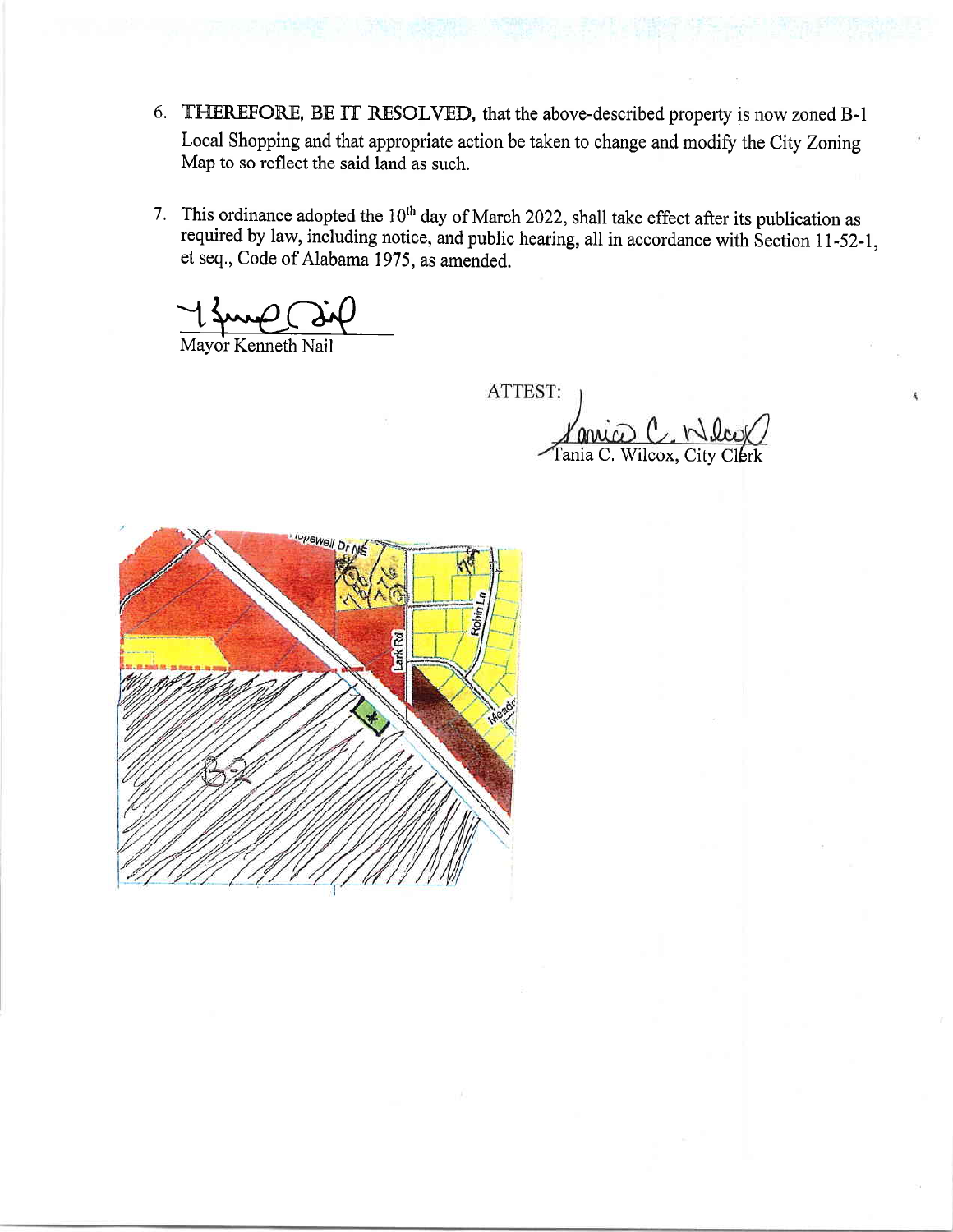6. **THEREFORE, BE IT RESOLVED,** that the above-described property is now zoned B-1 Local Shopping and that appropriate action be taken to change and modify the City Zoning Map to so reflect the said land as such.

7. This ordinance adopted the 10th day of March 2022, shall take effect after its publication as required by law, including notice, and public hearing, all in accordance with Section 11-52-1, et seq., Code of Alabama 1975, as amended.

Mayor Kenneth Nail

ATTEST:

Tania C. Wilcox, City Clerk

Hopewell Dr NE

Lark Rd

Robin Ln

Meadow

B2